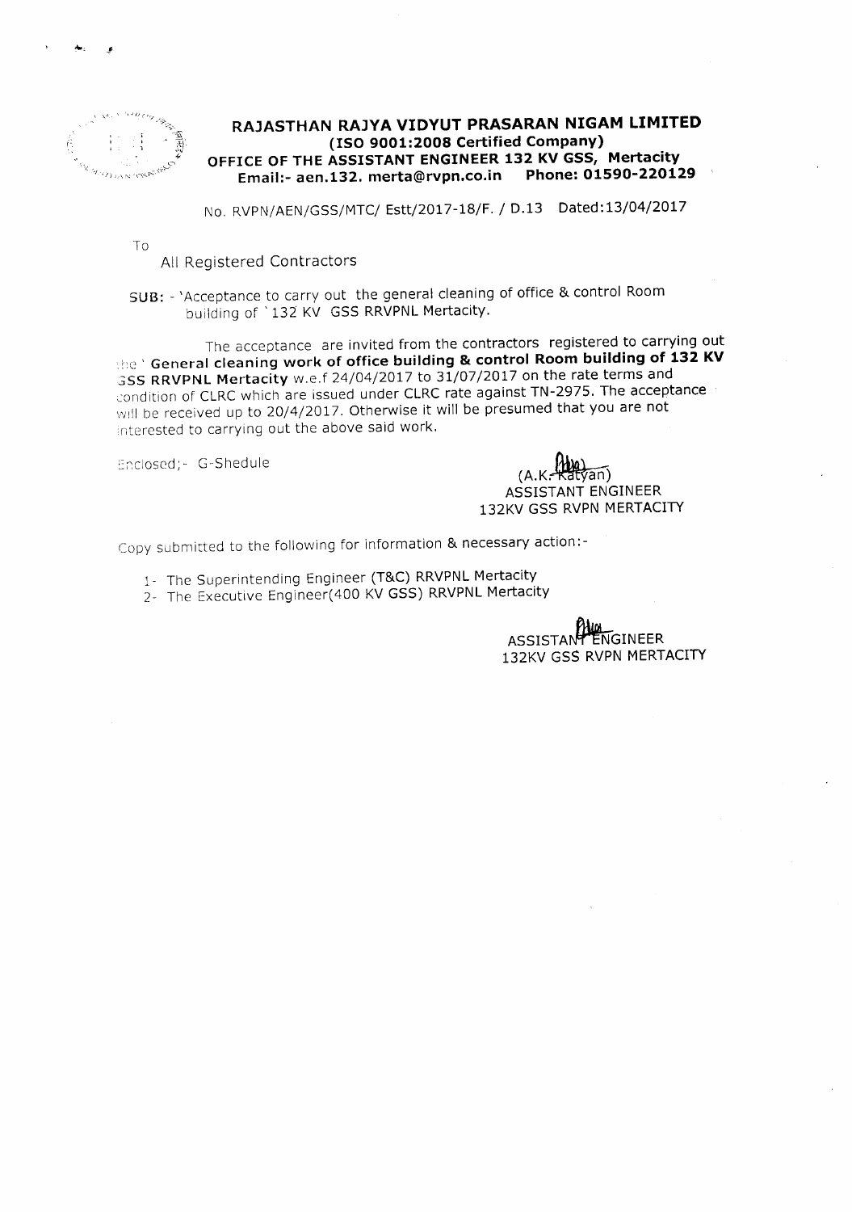# RAJASTHAN RAJYA VIDYUT PRASARAN NIGAM LIMITED
## (ISO 9001:2008 Certified Company)
## OFFICE OF THE ASSISTANT ENGINEER 132 KV GSS, Mertacity
**Email:- aen.132. merta@rvpn.co.in Phone: 01590-220129**

No. RVPN/AEN/GSS/MTC/ Estt/2017-18/F. / D.13 Dated:13/04/2017

To

All Registered Contractors

SUB: - 'Acceptance to carry out the general cleaning of office & control Room building of '132 KV GSS RRVPNL Mertacity.

The acceptance are invited from the contractors registered to carrying out the ' **General cleaning work of office building & control Room building of 132 KV GSS RRVPNL Mertacity** w.e.f 24/04/2017 to 31/07/2017 on the rate terms and condition of CLRC which are issued under CLRC rate against TN-2975. The acceptance will be received up to 20/4/2017. Otherwise it will be presumed that you are not interested to carrying out the above said work.

Enclosed;- G-Shedule

(A.K. Katyan)
ASSISTANT ENGINEER
132KV GSS RVPN MERTACITY

Copy submitted to the following for information & necessary action:-

1- The Superintending Engineer (T&C) RRVPNL Mertacity
2- The Executive Engineer(400 KV GSS) RRVPNL Mertacity

ASSISTANT ENGINEER
132KV GSS RVPN MERTACITY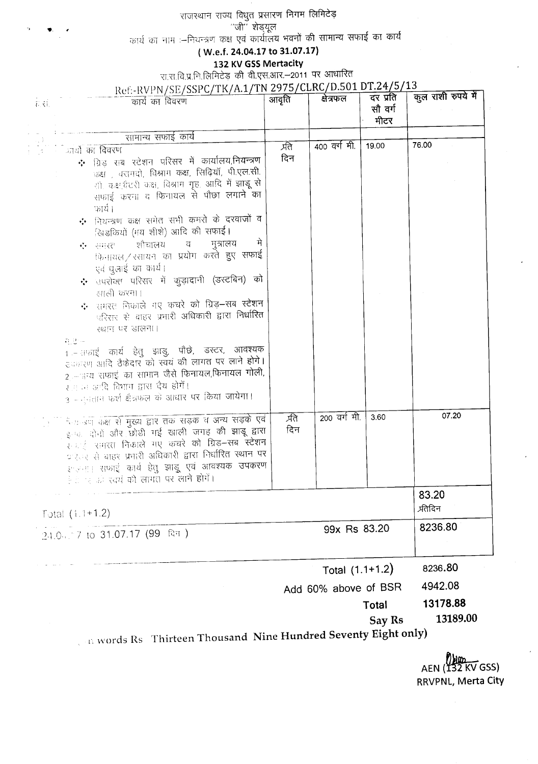# राजस्थान राज्य विद्युत प्रसारण निगम लिमिटेड

## "जी" शेड्यूल

### कार्य का नाम :–नियन्त्रण कक्ष एवं कार्यालय भवनों की सामान्य सफाई का कार्य

**( W.e.f. 24.04.17 to 31.07.17)**

**132 KV GSS Mertacity**

रा.रा.वि.प्र.नि.लिमिटेड की बी.एस.आर.–2011 पर आधारित

Ref:-RVPN/SE/SSPC/TK/A.1/TN 2975/CLRC/D.501 DT.24/5/13

| क्र.सं. | कार्य का विवरण | आवृति | क्षेत्रफल | दर प्रति सौ वर्ग मीटर | कुल राशी रुपये में |
|---|---|---|---|---|---|
| | सामान्य सफाई कार्य | | | | |
| | कार्यो का विवरण<br>❖ ग्रिड सब स्टेशन परिसर में कार्यालय,नियन्त्रण कक्ष , बरामदों, विश्राम कक्ष, सिढियॉ, पी.एल.सी. सी. कक्ष,बैटरी कक्ष, विश्राम गृह, आदि में झाडू से सफाई करना व फिनायल से पौछा लगाने का कार्य।<br>❖ नियन्त्रण कक्ष समेत सभी कमरो के दरवाजों व खिडकियों (मय शीशे) आदि की सफाई।<br>❖ समस्त शौचालय व मुत्रालय मे फिनायल/रसायन का प्रयोग करते हुए सफाई एवं धुलाई का कार्य।<br>❖ उपरोक्त परिसर में कुडादानी (डस्टबिन) को खाली करना।<br>❖ समस्त निकाले गए कचरे को ग्रिड–सब स्टेशन परिसर से बाहर प्रभारी अधिकारी द्वारा निर्धारित स्थान पर डालना।<br>नोट :–<br>1.–सफाई कार्य हेतु झाडु, पौछे, डस्टर, आवश्यक उपकरण आदि ठैकेदार को स्वयं की लागत पर लाने होगे।<br>2.–अन्य सफाई का सामान जैसे फिनायल,फिनायल गोली, रसायन आदि विभाग द्वारा देय होगें।<br>3.–भुगतान फर्श क्षेत्रफल के आधार पर किया जायेगा। | प्रति दिन | 400 वर्ग मी. | 19.00 | 76.00 |
| | नियन्त्रण कक्ष से मुख्य द्वार तक सड़क व अन्य सड़के एवं इनके दोनों और छोडी गई खाली जगह की झाडू द्वारा सफाई समस्त निकाले गए कचरे को ग्रिड–सब स्टेशन परिसर से बाहर प्रभारी अधिकारी द्वारा निर्धारित स्थान पर डालना। सफाई कार्य हेतु झाडू एवं आवश्यक उपकरण ठेकेदार को स्वयं की लागत पर लाने होगें। | प्रति दिन | 200 वर्ग मी. | 3.60 | 07.20 |
| | Total (1.1+1.2) | | | | 83.20 प्रतिदिन |
| | 24.04.17 to 31.07.17 (99 दिन ) | | 99x Rs 83.20 | | 8236.80 |

| | |
|---|---|
| Total (1.1+1.2) | 8236.80 |
| Add 60% above of BSR | 4942.08 |
| **Total** | **13178.88** |
| **Say Rs** | **13189.00** |

In words Rs Thirteen Thousand Nine Hundred Seventy Eight only)

AEN (132 KV GSS)
RRVPNL, Merta City